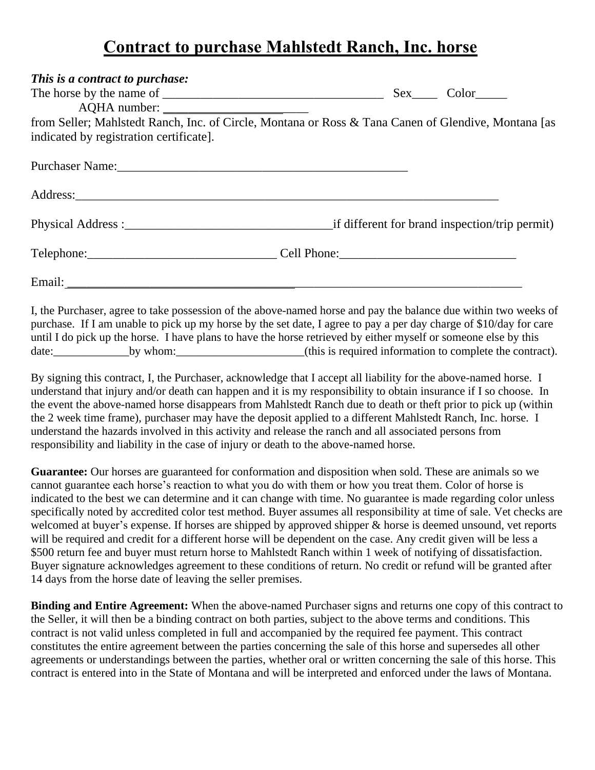# Contract to purchase Mahlstedt Ranch, Inc. horse

***This is a contract to purchase:***

The horse by the name of ___________________________________ Sex____ Color_____

AQHA number: _______________________

from Seller; Mahlstedt Ranch, Inc. of Circle, Montana or Ross & Tana Canen of Glendive, Montana [as indicated by registration certificate].

Purchaser Name:_______________________________________________

Address:_____________________________________________________________________

Physical Address :_________________________________if different for brand inspection/trip permit)

Telephone:______________________________ Cell Phone:____________________________

Email: _________________________________________________________________________

I, the Purchaser, agree to take possession of the above-named horse and pay the balance due within two weeks of purchase. If I am unable to pick up my horse by the set date, I agree to pay a per day charge of $10/day for care until I do pick up the horse. I have plans to have the horse retrieved by either myself or someone else by this date:_____________by whom:______________________(this is required information to complete the contract).

By signing this contract, I, the Purchaser, acknowledge that I accept all liability for the above-named horse. I understand that injury and/or death can happen and it is my responsibility to obtain insurance if I so choose. In the event the above-named horse disappears from Mahlstedt Ranch due to death or theft prior to pick up (within the 2 week time frame), purchaser may have the deposit applied to a different Mahlstedt Ranch, Inc. horse. I understand the hazards involved in this activity and release the ranch and all associated persons from responsibility and liability in the case of injury or death to the above-named horse.

**Guarantee:** Our horses are guaranteed for conformation and disposition when sold. These are animals so we cannot guarantee each horse's reaction to what you do with them or how you treat them. Color of horse is indicated to the best we can determine and it can change with time. No guarantee is made regarding color unless specifically noted by accredited color test method. Buyer assumes all responsibility at time of sale. Vet checks are welcomed at buyer's expense. If horses are shipped by approved shipper & horse is deemed unsound, vet reports will be required and credit for a different horse will be dependent on the case. Any credit given will be less a $500 return fee and buyer must return horse to Mahlstedt Ranch within 1 week of notifying of dissatisfaction. Buyer signature acknowledges agreement to these conditions of return. No credit or refund will be granted after 14 days from the horse date of leaving the seller premises.

**Binding and Entire Agreement:** When the above-named Purchaser signs and returns one copy of this contract to the Seller, it will then be a binding contract on both parties, subject to the above terms and conditions. This contract is not valid unless completed in full and accompanied by the required fee payment. This contract constitutes the entire agreement between the parties concerning the sale of this horse and supersedes all other agreements or understandings between the parties, whether oral or written concerning the sale of this horse. This contract is entered into in the State of Montana and will be interpreted and enforced under the laws of Montana.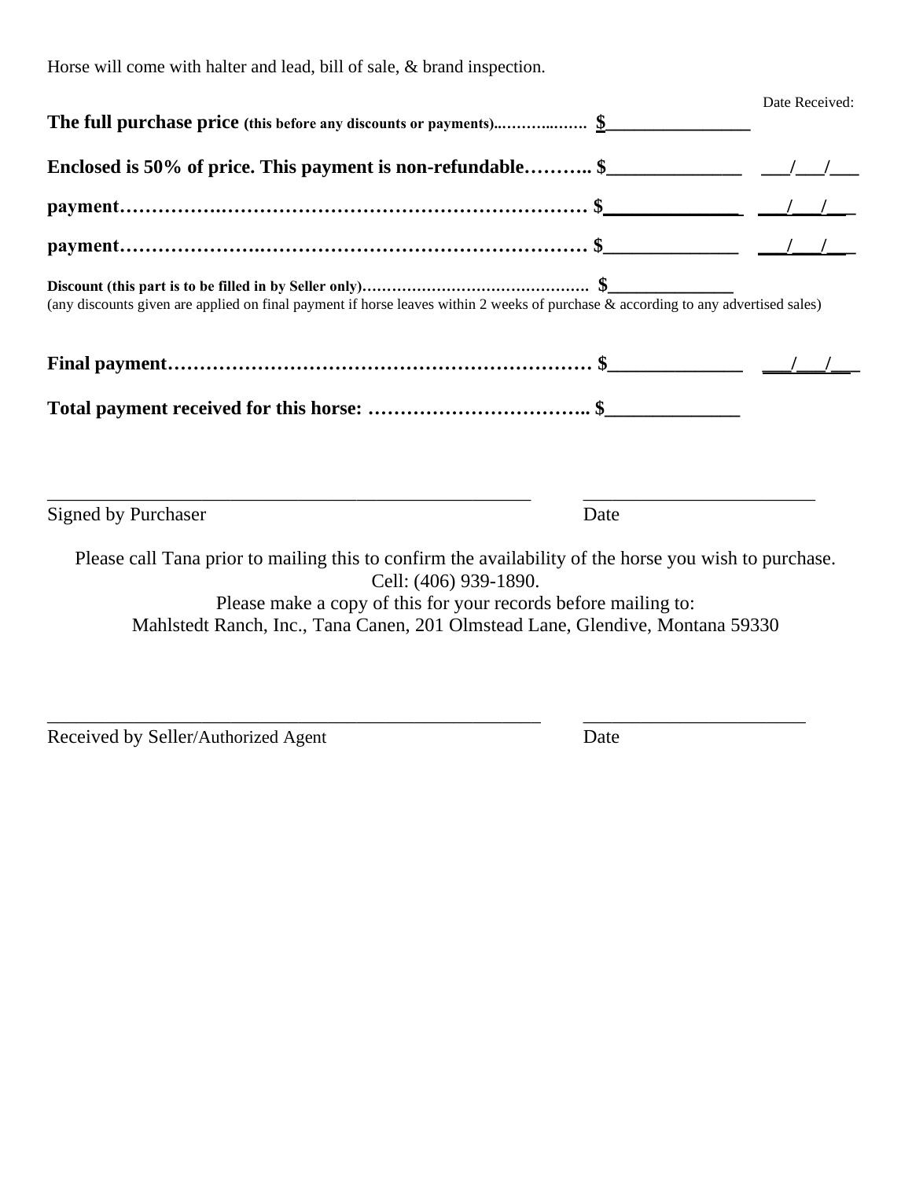Horse will come with halter and lead, bill of sale, & brand inspection.

Date Received:

**The full purchase price** (this before any discounts or payments)……………… $_______________

**Enclosed is 50% of price. This payment is non-refundable………..** $_____________ ___/___/___

**payment…………………………………………………………………** $_____________ ___/___/___

**payment…………………………………………………………………** $_____________ ___/___/___

**Discount (this part is to be filled in by Seller only)………………………………………** $_____________
(any discounts given are applied on final payment if horse leaves within 2 weeks of purchase & according to any advertised sales)

**Final payment…………………………………………………………** $_____________ ___/___/___

**Total payment received for this horse: ……………………………..** $_____________

_____________________________________________ ________________________
Signed by Purchaser Date

Please call Tana prior to mailing this to confirm the availability of the horse you wish to purchase.
Cell: (406) 939-1890.
Please make a copy of this for your records before mailing to:
Mahlstedt Ranch, Inc., Tana Canen, 201 Olmstead Lane, Glendive, Montana 59330

_____________________________________________ ________________________
Received by Seller/Authorized Agent Date